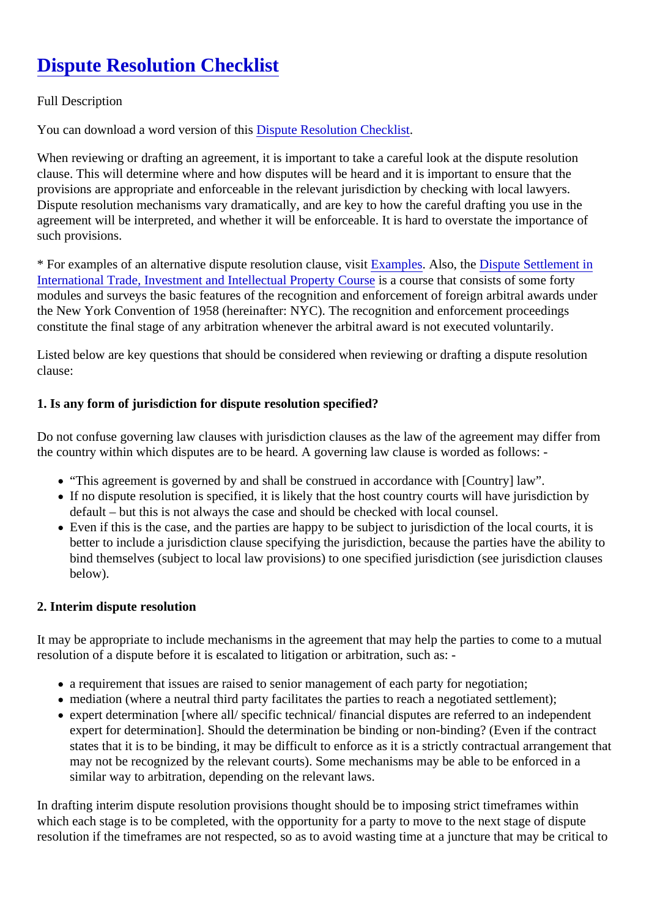# Dispute Resolution Checklist

Full Description

You can download a word version of this Dispute Resolution Checklist.

When reviewing or drafting an agreement, it is important to take a careful look at the dispute resolution clause. This will determine where and how disputes will be heard and it is important to ensure that the provisions are appropriate and enforceable in the relevant jurisdiction by checking with local lawyers. Dispute resolution mechanisms vary dramatically, and are key to how the careful drafting you use in the agreement will be interpreted, and whether it will be enforceable. It is hard to overstate the importance of such provisions.

* For examples of an alternative dispute resolution clause, visit Examples. Also, the Dispute Settlement in International Trade, Investment and Intellectual Property Course is a course that consists of some forty modules and surveys the basic features of the recognition and enforcement of foreign arbitral awards under the New York Convention of 1958 (hereinafter: NYC). The recognition and enforcement proceedings constitute the final stage of any arbitration whenever the arbitral award is not executed voluntarily.

Listed below are key questions that should be considered when reviewing or drafting a dispute resolution clause:

**1. Is any form of jurisdiction for dispute resolution specified?**

Do not confuse governing law clauses with jurisdiction clauses as the law of the agreement may differ from the country within which disputes are to be heard. A governing law clause is worded as follows: -

- "This agreement is governed by and shall be construed in accordance with [Country] law".
- If no dispute resolution is specified, it is likely that the host country courts will have jurisdiction by default – but this is not always the case and should be checked with local counsel.
- Even if this is the case, and the parties are happy to be subject to jurisdiction of the local courts, it is better to include a jurisdiction clause specifying the jurisdiction, because the parties have the ability to bind themselves (subject to local law provisions) to one specified jurisdiction (see jurisdiction clauses below).

**2. Interim dispute resolution**

It may be appropriate to include mechanisms in the agreement that may help the parties to come to a mutual resolution of a dispute before it is escalated to litigation or arbitration, such as: -

- a requirement that issues are raised to senior management of each party for negotiation;
- mediation (where a neutral third party facilitates the parties to reach a negotiated settlement);
- expert determination [where all/ specific technical/ financial disputes are referred to an independent expert for determination]. Should the determination be binding or non-binding? (Even if the contract states that it is to be binding, it may be difficult to enforce as it is a strictly contractual arrangement that may not be recognized by the relevant courts). Some mechanisms may be able to be enforced in a similar way to arbitration, depending on the relevant laws.

In drafting interim dispute resolution provisions thought should be to imposing strict timeframes within which each stage is to be completed, with the opportunity for a party to move to the next stage of dispute resolution if the timeframes are not respected, so as to avoid wasting time at a juncture that may be critical to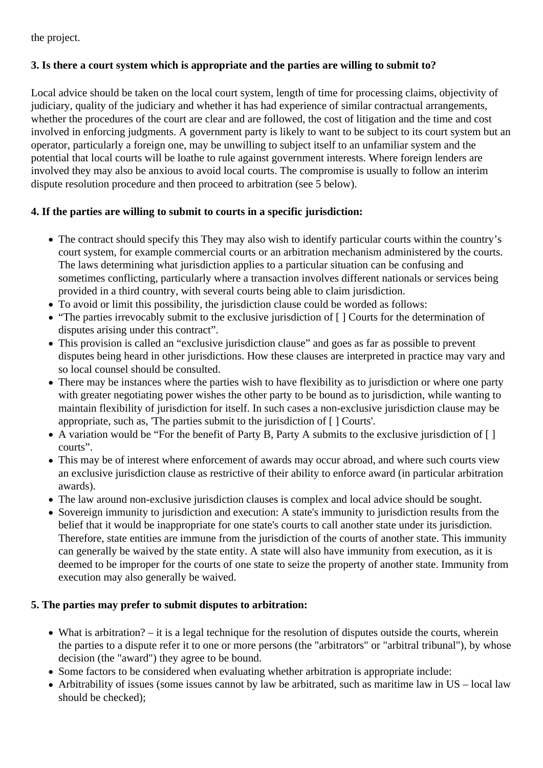the project.

**3. Is there a court system which is appropriate and the parties are willing to submit to?**

Local advice should be taken on the local court system, length of time for processing claims, objectivity of judiciary, quality of the judiciary and whether it has had experience of similar contractual arrangements, whether the procedures of the court are clear and are followed, the cost of litigation and the time and cost involved in enforcing judgments. A government party is likely to want to be subject to its court system but an operator, particularly a foreign one, may be unwilling to subject itself to an unfamiliar system and the potential that local courts will be loathe to rule against government interests. Where foreign lenders are involved they may also be anxious to avoid local courts. The compromise is usually to follow an interim dispute resolution procedure and then proceed to arbitration (see 5 below).

**4. If the parties are willing to submit to courts in a specific jurisdiction:**

- The contract should specify this They may also wish to identify particular courts within the country's court system, for example commercial courts or an arbitration mechanism administered by the courts. The laws determining what jurisdiction applies to a particular situation can be confusing and sometimes conflicting, particularly where a transaction involves different nationals or services being provided in a third country, with several courts being able to claim jurisdiction.
- To avoid or limit this possibility, the jurisdiction clause could be worded as follows:
- "The parties irrevocably submit to the exclusive jurisdiction of [ ] Courts for the determination of disputes arising under this contract".
- This provision is called an "exclusive jurisdiction clause" and goes as far as possible to prevent disputes being heard in other jurisdictions. How these clauses are interpreted in practice may vary and so local counsel should be consulted.
- There may be instances where the parties wish to have flexibility as to jurisdiction or where one party with greater negotiating power wishes the other party to be bound as to jurisdiction, while wanting to maintain flexibility of jurisdiction for itself. In such cases a non-exclusive jurisdiction clause may be appropriate, such as, 'The parties submit to the jurisdiction of [ ] Courts'.
- A variation would be "For the benefit of Party B, Party A submits to the exclusive jurisdiction of [ ] courts".
- This may be of interest where enforcement of awards may occur abroad, and where such courts view an exclusive jurisdiction clause as restrictive of their ability to enforce award (in particular arbitration awards).
- The law around non-exclusive jurisdiction clauses is complex and local advice should be sought.
- Sovereign immunity to jurisdiction and execution: A state's immunity to jurisdiction results from the belief that it would be inappropriate for one state's courts to call another state under its jurisdiction. Therefore, state entities are immune from the jurisdiction of the courts of another state. This immunity can generally be waived by the state entity. A state will also have immunity from execution, as it is deemed to be improper for the courts of one state to seize the property of another state. Immunity from execution may also generally be waived.

**5. The parties may prefer to submit disputes to arbitration:**

- What is arbitration? – it is a legal technique for the resolution of disputes outside the courts, wherein the parties to a dispute refer it to one or more persons (the "arbitrators" or "arbitral tribunal"), by whose decision (the "award") they agree to be bound.
- Some factors to be considered when evaluating whether arbitration is appropriate include:
- Arbitrability of issues (some issues cannot by law be arbitrated, such as maritime law in US – local law should be checked);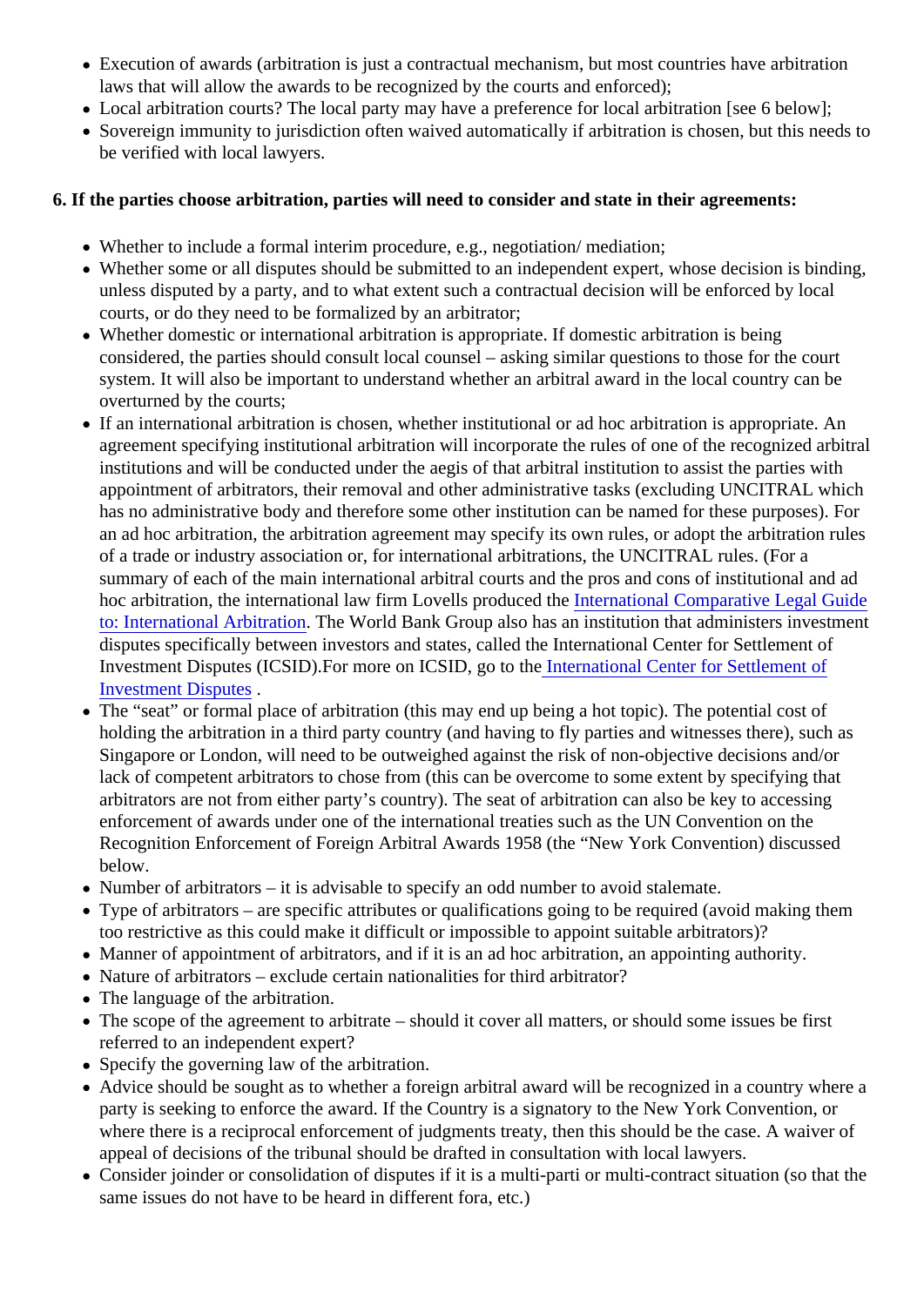- Execution of awards (arbitration is just a contractual mechanism, but most countries have arbitration laws that will allow the awards to be recognized by the courts and enforced);
- Local arbitration courts? The local party may have a preference for local arbitration [see 6 below];
- Sovereign immunity to jurisdiction often waived automatically if arbitration is chosen, but this needs to be verified with local lawyers.

**6. If the parties choose arbitration, parties will need to consider and state in their agreements:**

- Whether to include a formal interim procedure, e.g., negotiation/ mediation;
- Whether some or all disputes should be submitted to an independent expert, whose decision is binding, unless disputed by a party, and to what extent such a contractual decision will be enforced by local courts, or do they need to be formalized by an arbitrator;
- Whether domestic or international arbitration is appropriate. If domestic arbitration is being considered, the parties should consult local counsel – asking similar questions to those for the court system. It will also be important to understand whether an arbitral award in the local country can be overturned by the courts;
- If an international arbitration is chosen, whether institutional or ad hoc arbitration is appropriate. An agreement specifying institutional arbitration will incorporate the rules of one of the recognized arbitral institutions and will be conducted under the aegis of that arbitral institution to assist the parties with appointment of arbitrators, their removal and other administrative tasks (excluding UNCITRAL which has no administrative body and therefore some other institution can be named for these purposes). For an ad hoc arbitration, the arbitration agreement may specify its own rules, or adopt the arbitration rules of a trade or industry association or, for international arbitrations, the UNCITRAL rules. (For a summary of each of the main international arbitral courts and the pros and cons of institutional and ad hoc arbitration, the international law firm Lovells produced the International Comparative Legal Guide to: International Arbitration. The World Bank Group also has an institution that administers investment disputes specifically between investors and states, called the International Center for Settlement of Investment Disputes (ICSID).For more on ICSID, go to the International Center for Settlement of Investment Disputes .
- The "seat" or formal place of arbitration (this may end up being a hot topic). The potential cost of holding the arbitration in a third party country (and having to fly parties and witnesses there), such as Singapore or London, will need to be outweighed against the risk of non-objective decisions and/or lack of competent arbitrators to chose from (this can be overcome to some extent by specifying that arbitrators are not from either party's country). The seat of arbitration can also be key to accessing enforcement of awards under one of the international treaties such as the UN Convention on the Recognition Enforcement of Foreign Arbitral Awards 1958 (the "New York Convention) discussed below.
- Number of arbitrators – it is advisable to specify an odd number to avoid stalemate.
- Type of arbitrators – are specific attributes or qualifications going to be required (avoid making them too restrictive as this could make it difficult or impossible to appoint suitable arbitrators)?
- Manner of appointment of arbitrators, and if it is an ad hoc arbitration, an appointing authority.
- Nature of arbitrators – exclude certain nationalities for third arbitrator?
- The language of the arbitration.
- The scope of the agreement to arbitrate – should it cover all matters, or should some issues be first referred to an independent expert?
- Specify the governing law of the arbitration.
- Advice should be sought as to whether a foreign arbitral award will be recognized in a country where a party is seeking to enforce the award. If the Country is a signatory to the New York Convention, or where there is a reciprocal enforcement of judgments treaty, then this should be the case. A waiver of appeal of decisions of the tribunal should be drafted in consultation with local lawyers.
- Consider joinder or consolidation of disputes if it is a multi-parti or multi-contract situation (so that the same issues do not have to be heard in different fora, etc.)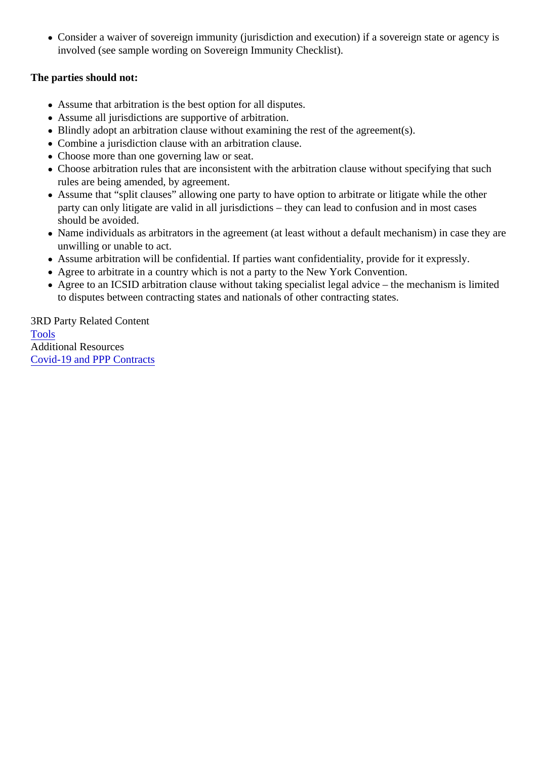- Consider a waiver of sovereign immunity (jurisdiction and execution) if a sovereign state or agency is involved (see sample wording on Sovereign Immunity Checklist).

**The parties should not:**

- Assume that arbitration is the best option for all disputes.
- Assume all jurisdictions are supportive of arbitration.
- Blindly adopt an arbitration clause without examining the rest of the agreement(s).
- Combine a jurisdiction clause with an arbitration clause.
- Choose more than one governing law or seat.
- Choose arbitration rules that are inconsistent with the arbitration clause without specifying that such rules are being amended, by agreement.
- Assume that "split clauses" allowing one party to have option to arbitrate or litigate while the other party can only litigate are valid in all jurisdictions – they can lead to confusion and in most cases should be avoided.
- Name individuals as arbitrators in the agreement (at least without a default mechanism) in case they are unwilling or unable to act.
- Assume arbitration will be confidential. If parties want confidentiality, provide for it expressly.
- Agree to arbitrate in a country which is not a party to the New York Convention.
- Agree to an ICSID arbitration clause without taking specialist legal advice – the mechanism is limited to disputes between contracting states and nationals of other contracting states.

3RD Party Related Content
Tools
Additional Resources
Covid-19 and PPP Contracts